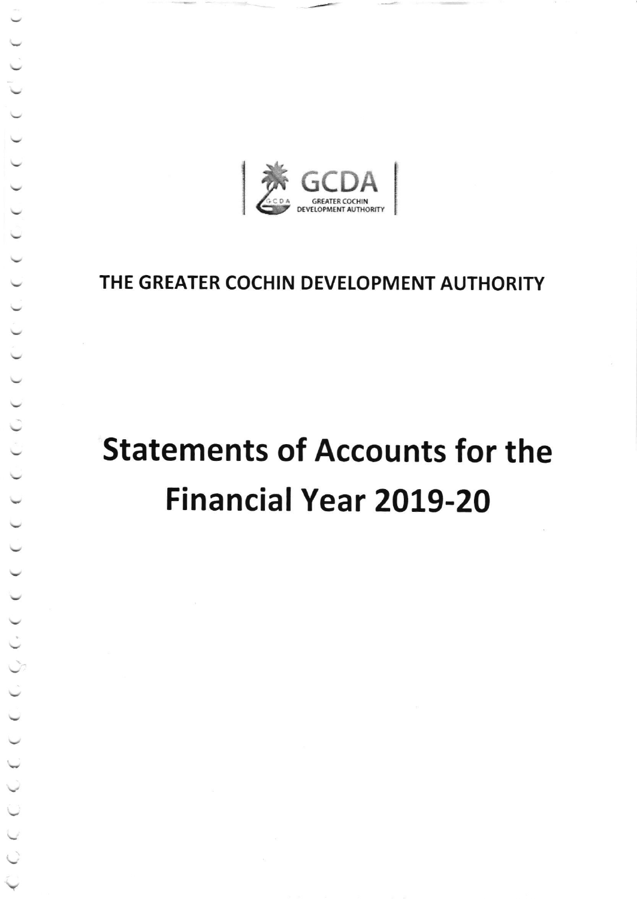GCDA

GREATER COCHIN DEVELOPMENT AUTHORITY

# THE GREATER COCHIN DEVELOPMENT AUTHORITY

# Statements of Accounts for the Financial Year 2019-20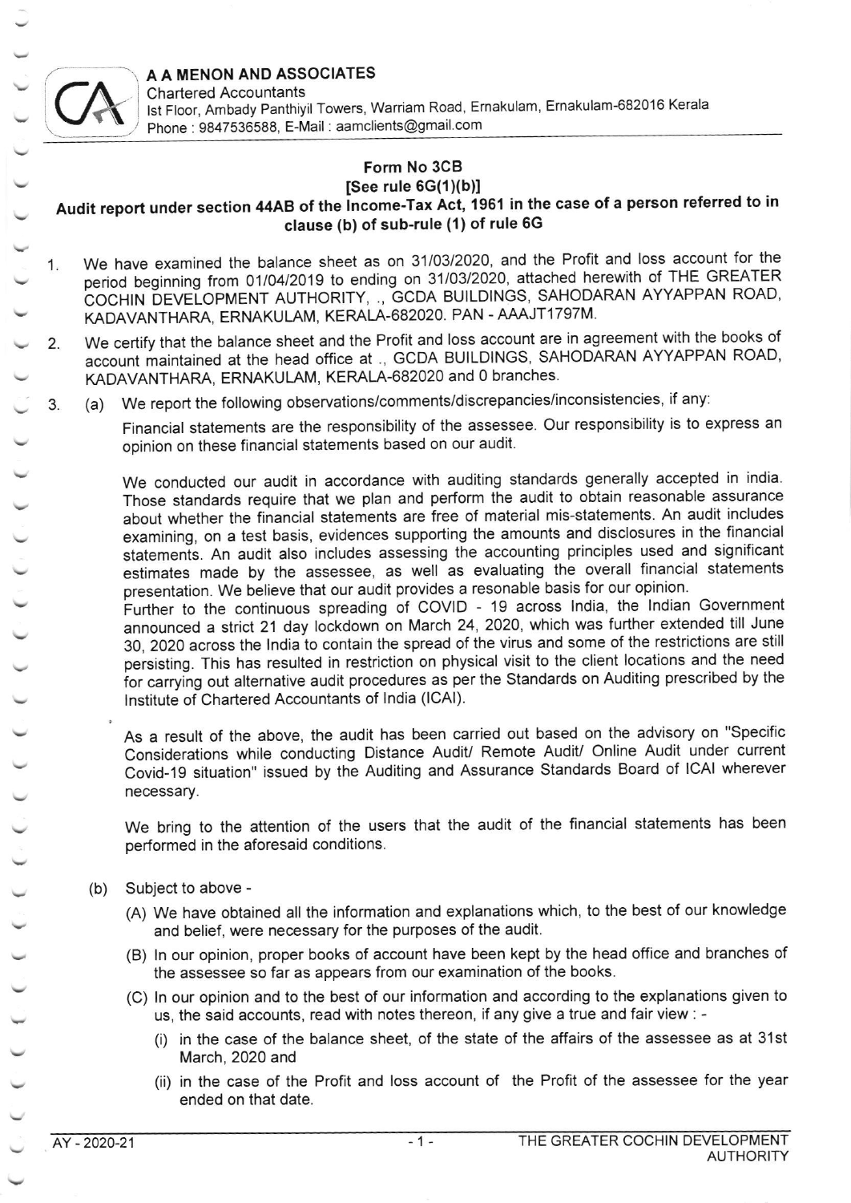**A A MENON AND ASSOCIATES**
Chartered Accountants
Ist Floor, Ambady Panthiyil Towers, Warriam Road, Ernakulam, Ernakulam-682016 Kerala
Phone : 9847536588, E-Mail : aamclients@gmail.com

## Form No 3CB
### [See rule 6G(1)(b)]
### Audit report under section 44AB of the Income-Tax Act, 1961 in the case of a person referred to in clause (b) of sub-rule (1) of rule 6G

1. We have examined the balance sheet as on 31/03/2020, and the Profit and loss account for the period beginning from 01/04/2019 to ending on 31/03/2020, attached herewith of THE GREATER COCHIN DEVELOPMENT AUTHORITY, ., GCDA BUILDINGS, SAHODARAN AYYAPPAN ROAD, KADAVANTHARA, ERNAKULAM, KERALA-682020. PAN - AAAJT1797M.

2. We certify that the balance sheet and the Profit and loss account are in agreement with the books of account maintained at the head office at ., GCDA BUILDINGS, SAHODARAN AYYAPPAN ROAD, KADAVANTHARA, ERNAKULAM, KERALA-682020 and 0 branches.

3. (a) We report the following observations/comments/discrepancies/inconsistencies, if any:

   Financial statements are the responsibility of the assessee. Our responsibility is to express an opinion on these financial statements based on our audit.

   We conducted our audit in accordance with auditing standards generally accepted in india. Those standards require that we plan and perform the audit to obtain reasonable assurance about whether the financial statements are free of material mis-statements. An audit includes examining, on a test basis, evidences supporting the amounts and disclosures in the financial statements. An audit also includes assessing the accounting principles used and significant estimates made by the assessee, as well as evaluating the overall financial statements presentation. We believe that our audit provides a resonable basis for our opinion.
   Further to the continuous spreading of COVID - 19 across India, the Indian Government announced a strict 21 day lockdown on March 24, 2020, which was further extended till June 30, 2020 across the India to contain the spread of the virus and some of the restrictions are still persisting. This has resulted in restriction on physical visit to the client locations and the need for carrying out alternative audit procedures as per the Standards on Auditing prescribed by the Institute of Chartered Accountants of India (ICAI).

   As a result of the above, the audit has been carried out based on the advisory on "Specific Considerations while conducting Distance Audit/ Remote Audit/ Online Audit under current Covid-19 situation" issued by the Auditing and Assurance Standards Board of ICAI wherever necessary.

   We bring to the attention of the users that the audit of the financial statements has been performed in the aforesaid conditions.

   (b) Subject to above -

   (A) We have obtained all the information and explanations which, to the best of our knowledge and belief, were necessary for the purposes of the audit.

   (B) In our opinion, proper books of account have been kept by the head office and branches of the assessee so far as appears from our examination of the books.

   (C) In our opinion and to the best of our information and according to the explanations given to us, the said accounts, read with notes thereon, if any give a true and fair view : -

   (i) in the case of the balance sheet, of the state of the affairs of the assessee as at 31st March, 2020 and

   (ii) in the case of the Profit and loss account of the Profit of the assessee for the year ended on that date.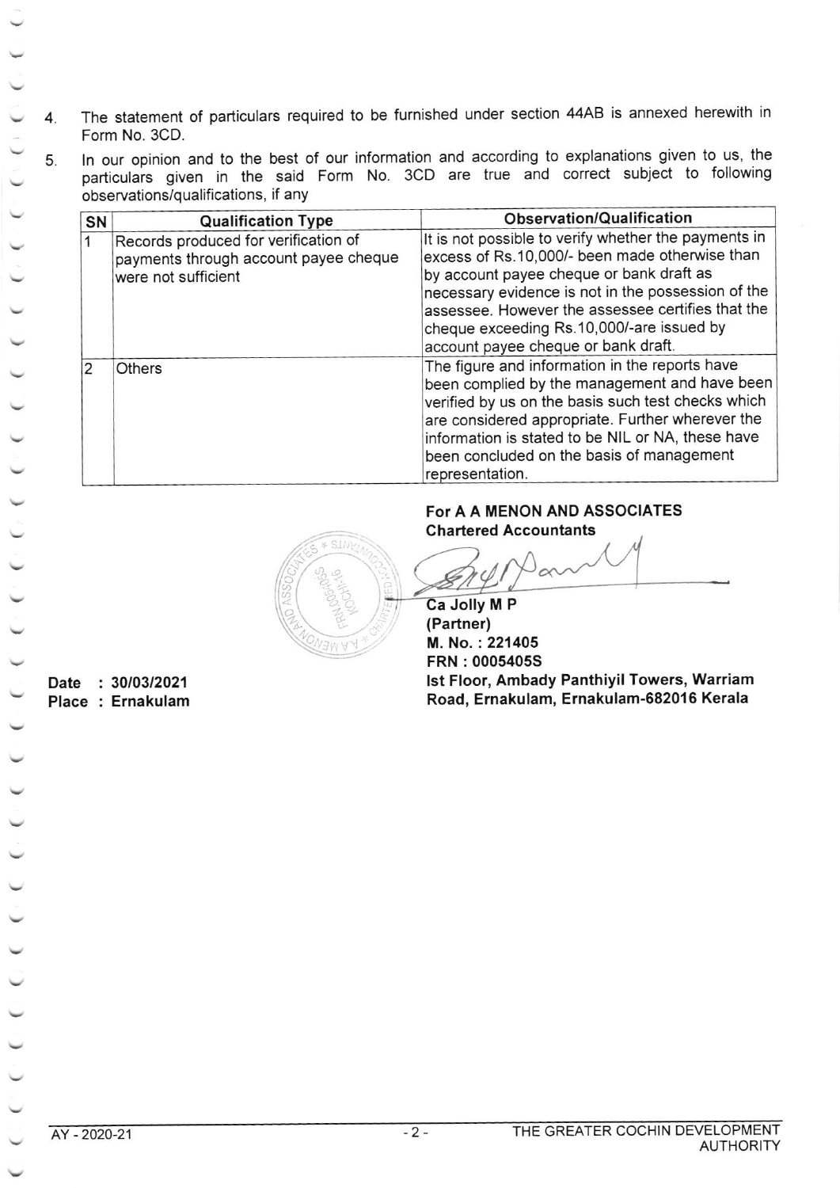4. The statement of particulars required to be furnished under section 44AB is annexed herewith in Form No. 3CD.

5. In our opinion and to the best of our information and according to explanations given to us, the particulars given in the said Form No. 3CD are true and correct subject to following observations/qualifications, if any

| SN | Qualification Type | Observation/Qualification |
|---|---|---|
| 1 | Records produced for verification of payments through account payee cheque were not sufficient | It is not possible to verify whether the payments in excess of Rs.10,000/- been made otherwise than by account payee cheque or bank draft as necessary evidence is not in the possession of the assessee. However the assessee certifies that the cheque exceeding Rs.10,000/-are issued by account payee cheque or bank draft. |
| 2 | Others | The figure and information in the reports have been complied by the management and have been verified by us on the basis such test checks which are considered appropriate. Further wherever the information is stated to be NIL or NA, these have been concluded on the basis of management representation. |

**For A A MENON AND ASSOCIATES**
**Chartered Accountants**

**Ca Jolly M P**
**(Partner)**
**M. No. : 221405**
**FRN : 0005405S**
**Ist Floor, Ambady Panthiyil Towers, Warriam Road, Ernakulam, Ernakulam-682016 Kerala**

**Date : 30/03/2021**
**Place : Ernakulam**